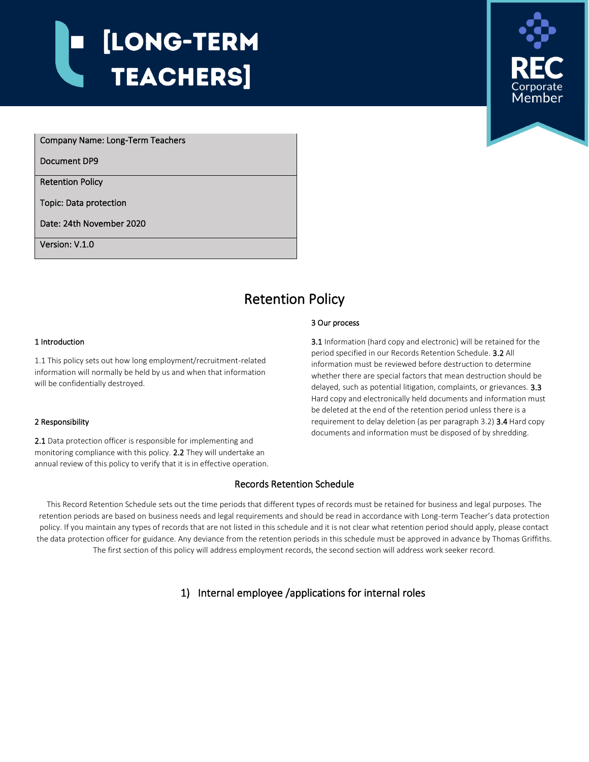# [LONG-TERM TEACHERS]

REC Corporate Member

| Company Name: Long-Term Teachers<br>Document DP9 |
|---|
| Retention Policy<br>Topic: Data protection<br>Date: 24th November 2020 |
| Version: V.1.0 |

## Retention Policy

### 1 Introduction

1.1 This policy sets out how long employment/recruitment-related information will normally be held by us and when that information will be confidentially destroyed.

### 2 Responsibility

**2.1** Data protection officer is responsible for implementing and monitoring compliance with this policy. **2.2** They will undertake an annual review of this policy to verify that it is in effective operation.

### 3 Our process

**3.1** Information (hard copy and electronic) will be retained for the period specified in our Records Retention Schedule. **3.2** All information must be reviewed before destruction to determine whether there are special factors that mean destruction should be delayed, such as potential litigation, complaints, or grievances. **3.3** Hard copy and electronically held documents and information must be deleted at the end of the retention period unless there is a requirement to delay deletion (as per paragraph 3.2) **3.4** Hard copy documents and information must be disposed of by shredding.

## Records Retention Schedule

This Record Retention Schedule sets out the time periods that different types of records must be retained for business and legal purposes. The retention periods are based on business needs and legal requirements and should be read in accordance with Long-term Teacher's data protection policy. If you maintain any types of records that are not listed in this schedule and it is not clear what retention period should apply, please contact the data protection officer for guidance. Any deviance from the retention periods in this schedule must be approved in advance by Thomas Griffiths. The first section of this policy will address employment records, the second section will address work seeker record.

## 1) Internal employee /applications for internal roles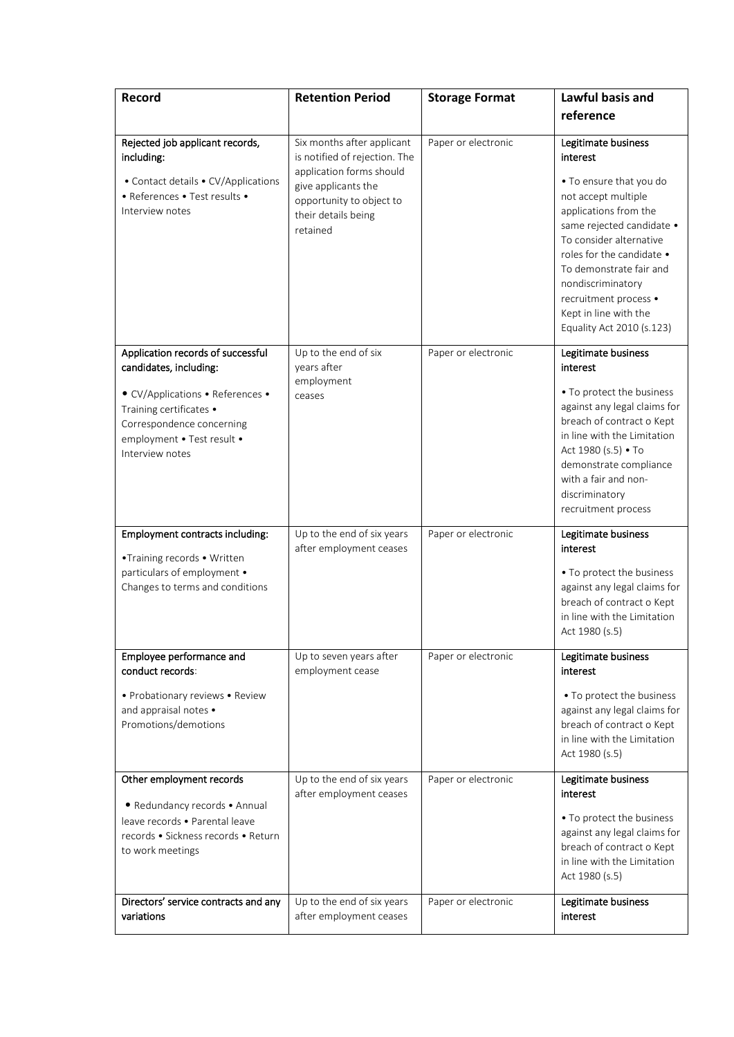| Record | Retention Period | Storage Format | Lawful basis and reference |
| --- | --- | --- | --- |
| Rejected job applicant records, including: • Contact details • CV/Applications • References • Test results • Interview notes | Six months after applicant is notified of rejection. The application forms should give applicants the opportunity to object to their details being retained | Paper or electronic | Legitimate business interest • To ensure that you do not accept multiple applications from the same rejected candidate • To consider alternative roles for the candidate • To demonstrate fair and nondiscriminatory recruitment process • Kept in line with the Equality Act 2010 (s.123) |
| Application records of successful candidates, including: • CV/Applications • References • Training certificates • Correspondence concerning employment • Test result • Interview notes | Up to the end of six years after employment ceases | Paper or electronic | Legitimate business interest • To protect the business against any legal claims for breach of contract o Kept in line with the Limitation Act 1980 (s.5) • To demonstrate compliance with a fair and non-discriminatory recruitment process |
| Employment contracts including: •Training records • Written particulars of employment • Changes to terms and conditions | Up to the end of six years after employment ceases | Paper or electronic | Legitimate business interest • To protect the business against any legal claims for breach of contract o Kept in line with the Limitation Act 1980 (s.5) |
| Employee performance and conduct records: • Probationary reviews • Review and appraisal notes • Promotions/demotions | Up to seven years after employment cease | Paper or electronic | Legitimate business interest • To protect the business against any legal claims for breach of contract o Kept in line with the Limitation Act 1980 (s.5) |
| Other employment records • Redundancy records • Annual leave records • Parental leave records • Sickness records • Return to work meetings | Up to the end of six years after employment ceases | Paper or electronic | Legitimate business interest • To protect the business against any legal claims for breach of contract o Kept in line with the Limitation Act 1980 (s.5) |
| Directors' service contracts and any variations | Up to the end of six years after employment ceases | Paper or electronic | Legitimate business interest |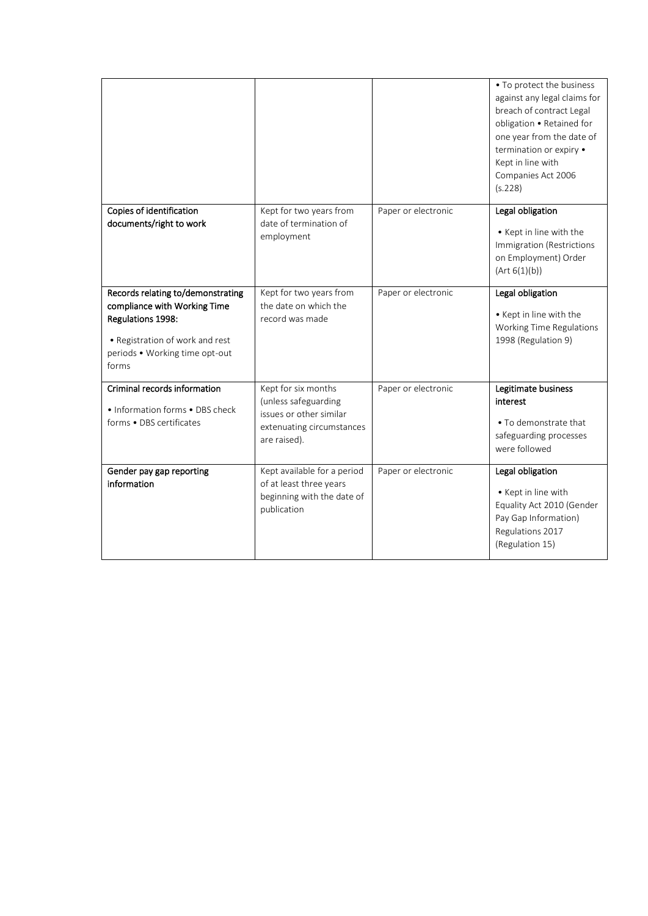| | | | |
|---|---|---|---|
| | | | • To protect the business against any legal claims for breach of contract Legal obligation • Retained for one year from the date of termination or expiry • Kept in line with Companies Act 2006 (s.228) |
| **Copies of identification documents/right to work** | Kept for two years from date of termination of employment | Paper or electronic | **Legal obligation**<br>• Kept in line with the Immigration (Restrictions on Employment) Order (Art 6(1)(b)) |
| **Records relating to/demonstrating compliance with Working Time Regulations 1998:**<br>• Registration of work and rest periods • Working time opt-out forms | Kept for two years from the date on which the record was made | Paper or electronic | **Legal obligation**<br>• Kept in line with the Working Time Regulations 1998 (Regulation 9) |
| **Criminal records information**<br>• Information forms • DBS check forms • DBS certificates | Kept for six months (unless safeguarding issues or other similar extenuating circumstances are raised). | Paper or electronic | **Legitimate business interest**<br>• To demonstrate that safeguarding processes were followed |
| **Gender pay gap reporting information** | Kept available for a period of at least three years beginning with the date of publication | Paper or electronic | **Legal obligation**<br>• Kept in line with Equality Act 2010 (Gender Pay Gap Information) Regulations 2017 (Regulation 15) |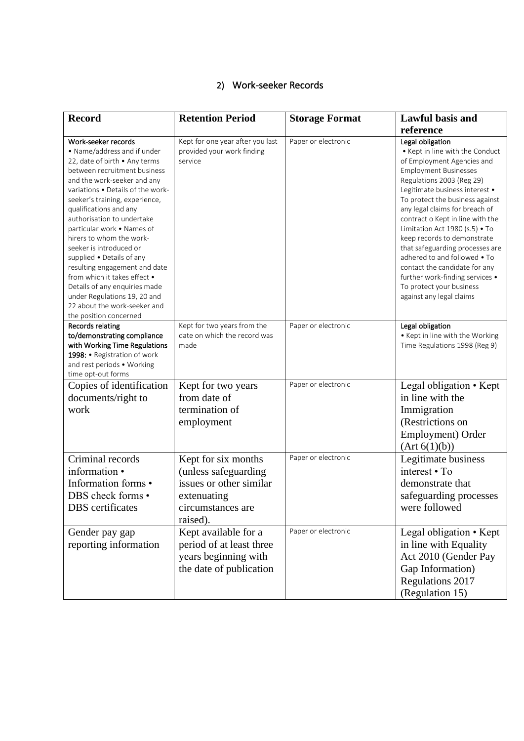## 2) Work-seeker Records

| Record | Retention Period | Storage Format | Lawful basis and reference |
|---|---|---|---|
| **Work-seeker records** • Name/address and if under 22, date of birth • Any terms between recruitment business and the work-seeker and any variations • Details of the work-seeker's training, experience, qualifications and any authorisation to undertake particular work • Names of hirers to whom the work-seeker is introduced or supplied • Details of any resulting engagement and date from which it takes effect • Details of any enquiries made under Regulations 19, 20 and 22 about the work-seeker and the position concerned | Kept for one year after you last provided your work finding service | Paper or electronic | **Legal obligation** • Kept in line with the Conduct of Employment Agencies and Employment Businesses Regulations 2003 (Reg 29) Legitimate business interest • To protect the business against any legal claims for breach of contract o Kept in line with the Limitation Act 1980 (s.5) • To keep records to demonstrate that safeguarding processes are adhered to and followed • To contact the candidate for any further work-finding services • To protect your business against any legal claims |
| **Records relating to/demonstrating compliance with Working Time Regulations 1998:** • Registration of work and rest periods • Working time opt-out forms | Kept for two years from the date on which the record was made | Paper or electronic | **Legal obligation** • Kept in line with the Working Time Regulations 1998 (Reg 9) |
| Copies of identification documents/right to work | Kept for two years from date of termination of employment | Paper or electronic | Legal obligation • Kept in line with the Immigration (Restrictions on Employment) Order (Art 6(1)(b)) |
| Criminal records information • Information forms • DBS check forms • DBS certificates | Kept for six months (unless safeguarding issues or other similar extenuating circumstances are raised). | Paper or electronic | Legitimate business interest • To demonstrate that safeguarding processes were followed |
| Gender pay gap reporting information | Kept available for a period of at least three years beginning with the date of publication | Paper or electronic | Legal obligation • Kept in line with Equality Act 2010 (Gender Pay Gap Information) Regulations 2017 (Regulation 15) |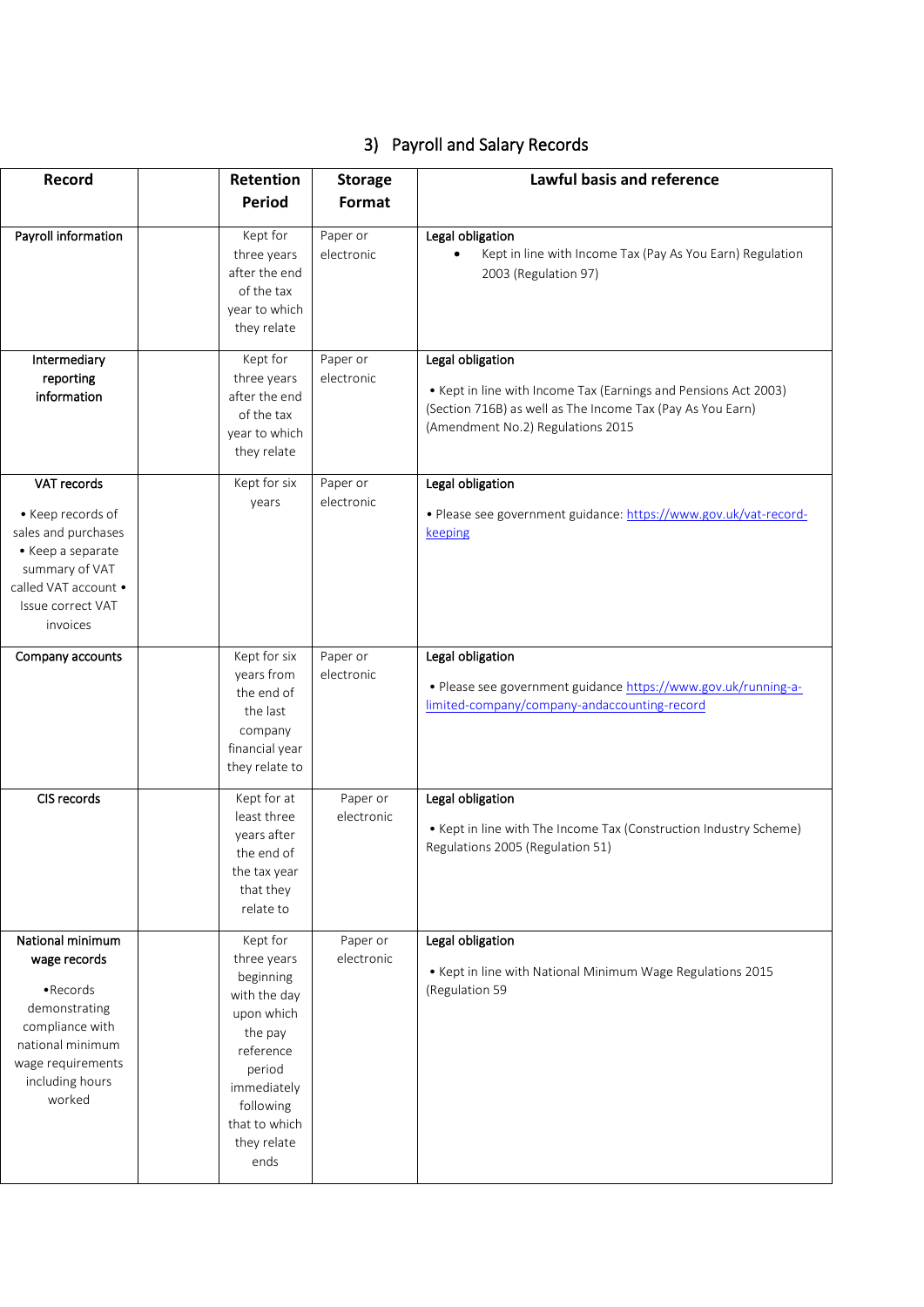## 3) Payroll and Salary Records

| Record | | Retention Period | Storage Format | Lawful basis and reference |
|---|---|---|---|---|
| Payroll information | | Kept for three years after the end of the tax year to which they relate | Paper or electronic | **Legal obligation**<br>• Kept in line with Income Tax (Pay As You Earn) Regulation 2003 (Regulation 97) |
| Intermediary reporting information | | Kept for three years after the end of the tax year to which they relate | Paper or electronic | **Legal obligation**<br>• Kept in line with Income Tax (Earnings and Pensions Act 2003) (Section 716B) as well as The Income Tax (Pay As You Earn) (Amendment No.2) Regulations 2015 |
| VAT records<br>• Keep records of sales and purchases<br>• Keep a separate summary of VAT called VAT account<br>• Issue correct VAT invoices | | Kept for six years | Paper or electronic | **Legal obligation**<br>• Please see government guidance: https://www.gov.uk/vat-record-keeping |
| Company accounts | | Kept for six years from the end of the last company financial year they relate to | Paper or electronic | **Legal obligation**<br>• Please see government guidance https://www.gov.uk/running-a-limited-company/company-andaccounting-record |
| CIS records | | Kept for at least three years after the end of the tax year that they relate to | Paper or electronic | **Legal obligation**<br>• Kept in line with The Income Tax (Construction Industry Scheme) Regulations 2005 (Regulation 51) |
| National minimum wage records<br>•Records demonstrating compliance with national minimum wage requirements including hours worked | | Kept for three years beginning with the day upon which the pay reference period immediately following that to which they relate ends | Paper or electronic | **Legal obligation**<br>• Kept in line with National Minimum Wage Regulations 2015 (Regulation 59 |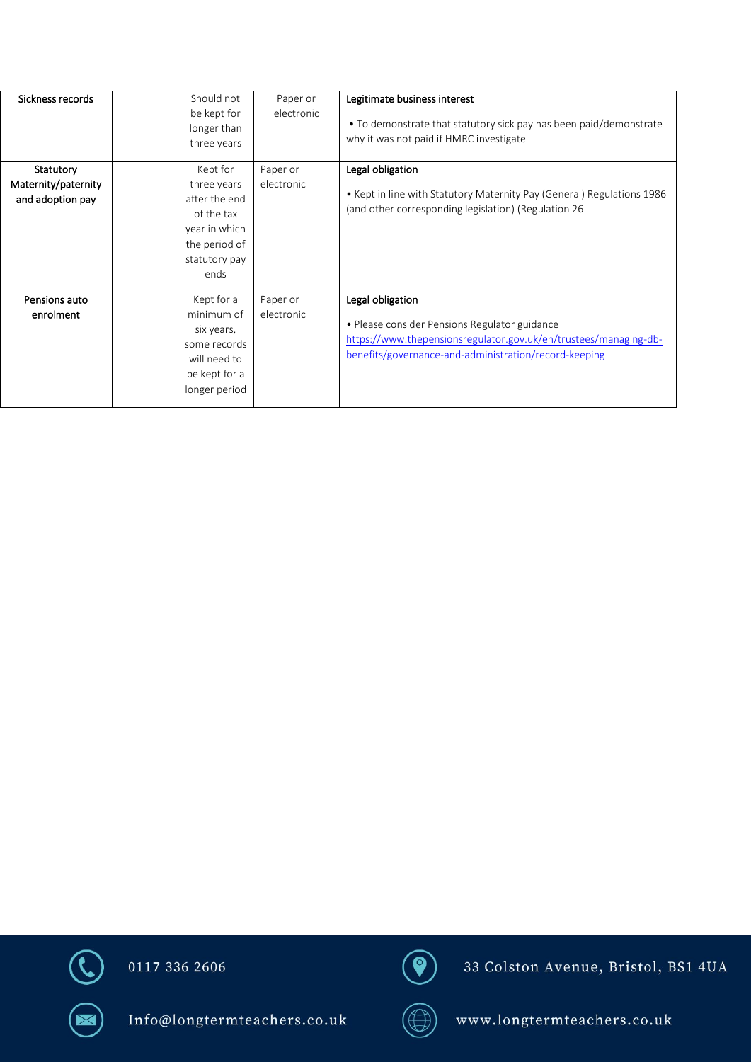| | | | | |
|---|---|---|---|---|
| Sickness records | | Should not be kept for longer than three years | Paper or electronic | **Legitimate business interest**<br><br>• To demonstrate that statutory sick pay has been paid/demonstrate why it was not paid if HMRC investigate |
| Statutory Maternity/paternity and adoption pay | | Kept for three years after the end of the tax year in which the period of statutory pay ends | Paper or electronic | **Legal obligation**<br><br>• Kept in line with Statutory Maternity Pay (General) Regulations 1986 (and other corresponding legislation) (Regulation 26 |
| Pensions auto enrolment | | Kept for a minimum of six years, some records will need to be kept for a longer period | Paper or electronic | **Legal obligation**<br><br>• Please consider Pensions Regulator guidance [https://www.thepensionsregulator.gov.uk/en/trustees/managing-db-benefits/governance-and-administration/record-keeping](https://www.thepensionsregulator.gov.uk/en/trustees/managing-db-benefits/governance-and-administration/record-keeping) |

0117 336 2606

33 Colston Avenue, Bristol, BS1 4UA

Info@longtermteachers.co.uk

www.longtermteachers.co.uk